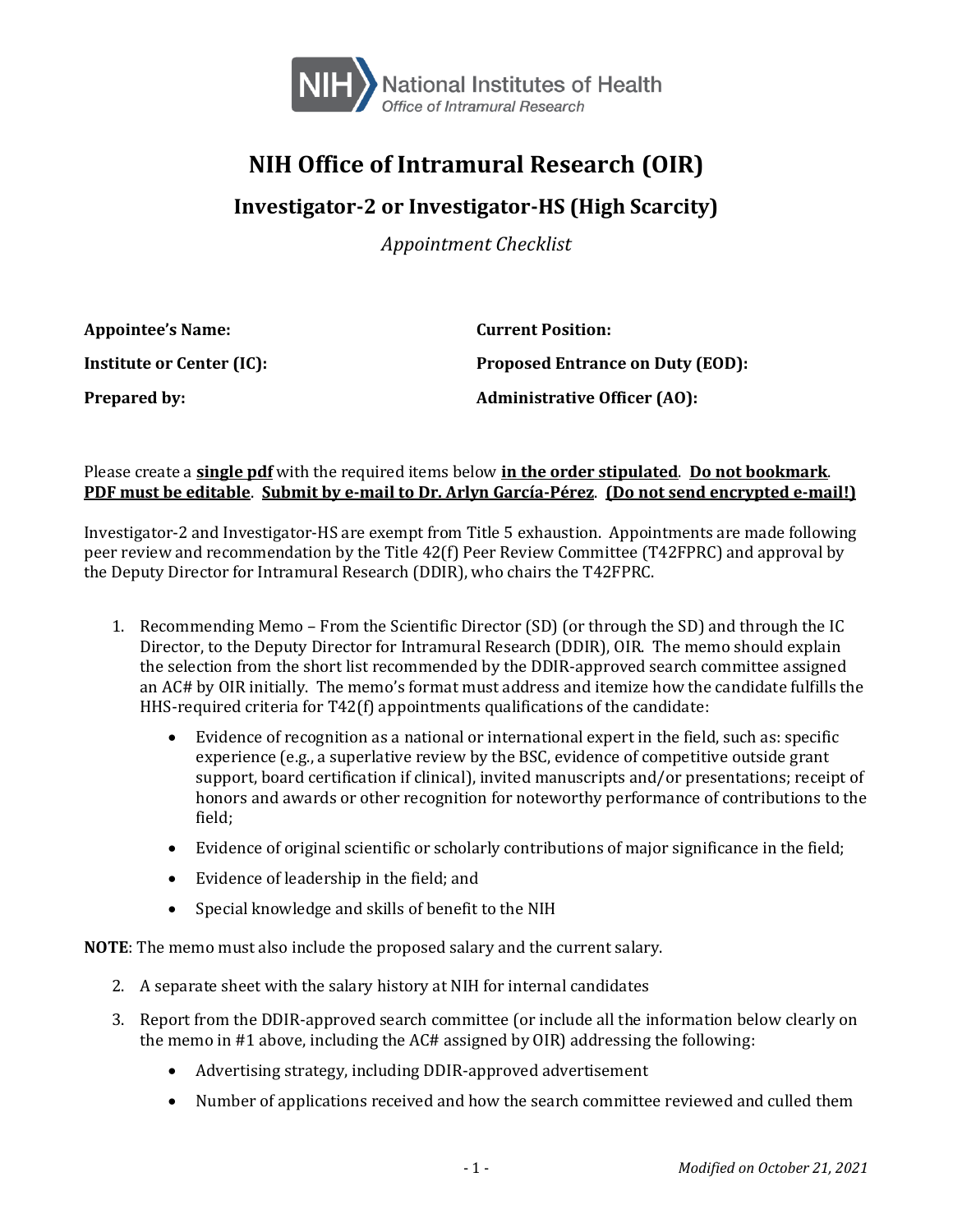# NIH Office of Intramural Research (OIR)

## Investigator-2 or Investigator-HS (High Scarcity)

*Appointment Checklist*

**Appointee's Name:**

**Institute or Center (IC):**

**Prepared by:**

**Current Position:**

**Proposed Entrance on Duty (EOD):**

**Administrative Officer (AO):**

Please create a **single pdf** with the required items below **in the order stipulated**. **Do not bookmark**. **PDF must be editable**. **Submit by e-mail to Dr. Arlyn García-Pérez**. **(Do not send encrypted e-mail!)**

Investigator-2 and Investigator-HS are exempt from Title 5 exhaustion. Appointments are made following peer review and recommendation by the Title 42(f) Peer Review Committee (T42FPRC) and approval by the Deputy Director for Intramural Research (DDIR), who chairs the T42FPRC.

1. Recommending Memo – From the Scientific Director (SD) (or through the SD) and through the IC Director, to the Deputy Director for Intramural Research (DDIR), OIR. The memo should explain the selection from the short list recommended by the DDIR-approved search committee assigned an AC# by OIR initially. The memo's format must address and itemize how the candidate fulfills the HHS-required criteria for T42(f) appointments qualifications of the candidate:
   - Evidence of recognition as a national or international expert in the field, such as: specific experience (e.g., a superlative review by the BSC, evidence of competitive outside grant support, board certification if clinical), invited manuscripts and/or presentations; receipt of honors and awards or other recognition for noteworthy performance of contributions to the field;
   - Evidence of original scientific or scholarly contributions of major significance in the field;
   - Evidence of leadership in the field; and
   - Special knowledge and skills of benefit to the NIH

**NOTE**: The memo must also include the proposed salary and the current salary.

2. A separate sheet with the salary history at NIH for internal candidates
3. Report from the DDIR-approved search committee (or include all the information below clearly on the memo in #1 above, including the AC# assigned by OIR) addressing the following:
   - Advertising strategy, including DDIR-approved advertisement
   - Number of applications received and how the search committee reviewed and culled them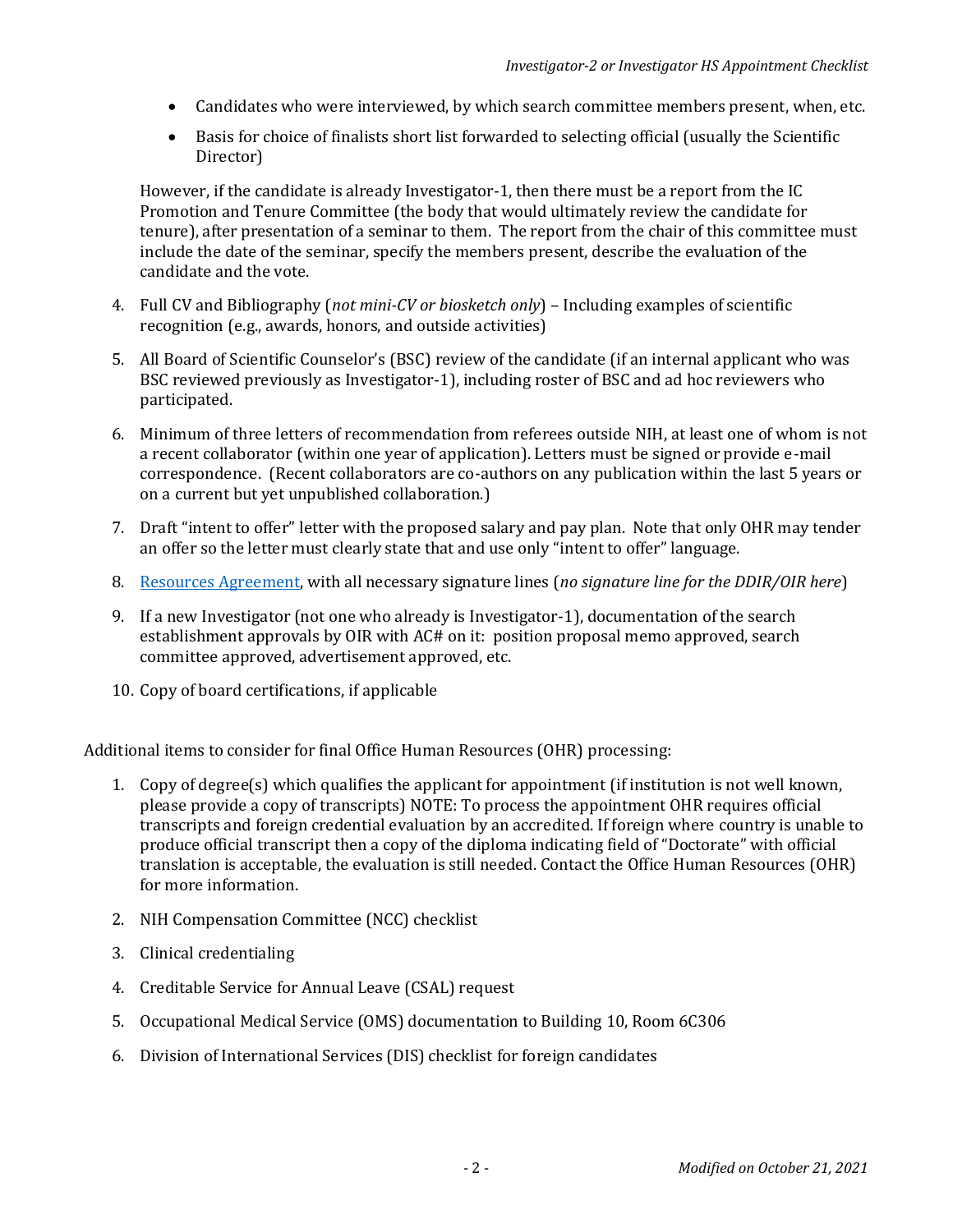- Candidates who were interviewed, by which search committee members present, when, etc.
- Basis for choice of finalists short list forwarded to selecting official (usually the Scientific Director)

However, if the candidate is already Investigator-1, then there must be a report from the IC Promotion and Tenure Committee (the body that would ultimately review the candidate for tenure), after presentation of a seminar to them. The report from the chair of this committee must include the date of the seminar, specify the members present, describe the evaluation of the candidate and the vote.

4. Full CV and Bibliography (*not mini-CV or biosketch only*) – Including examples of scientific recognition (e.g., awards, honors, and outside activities)
5. All Board of Scientific Counselor's (BSC) review of the candidate (if an internal applicant who was BSC reviewed previously as Investigator-1), including roster of BSC and ad hoc reviewers who participated.
6. Minimum of three letters of recommendation from referees outside NIH, at least one of whom is not a recent collaborator (within one year of application). Letters must be signed or provide e-mail correspondence. (Recent collaborators are co-authors on any publication within the last 5 years or on a current but yet unpublished collaboration.)
7. Draft "intent to offer" letter with the proposed salary and pay plan. Note that only OHR may tender an offer so the letter must clearly state that and use only "intent to offer" language.
8. Resources Agreement, with all necessary signature lines (*no signature line for the DDIR/OIR here*)
9. If a new Investigator (not one who already is Investigator-1), documentation of the search establishment approvals by OIR with AC# on it: position proposal memo approved, search committee approved, advertisement approved, etc.
10. Copy of board certifications, if applicable

Additional items to consider for final Office Human Resources (OHR) processing:

1. Copy of degree(s) which qualifies the applicant for appointment (if institution is not well known, please provide a copy of transcripts) NOTE: To process the appointment OHR requires official transcripts and foreign credential evaluation by an accredited. If foreign where country is unable to produce official transcript then a copy of the diploma indicating field of "Doctorate" with official translation is acceptable, the evaluation is still needed. Contact the Office Human Resources (OHR) for more information.
2. NIH Compensation Committee (NCC) checklist
3. Clinical credentialing
4. Creditable Service for Annual Leave (CSAL) request
5. Occupational Medical Service (OMS) documentation to Building 10, Room 6C306
6. Division of International Services (DIS) checklist for foreign candidates